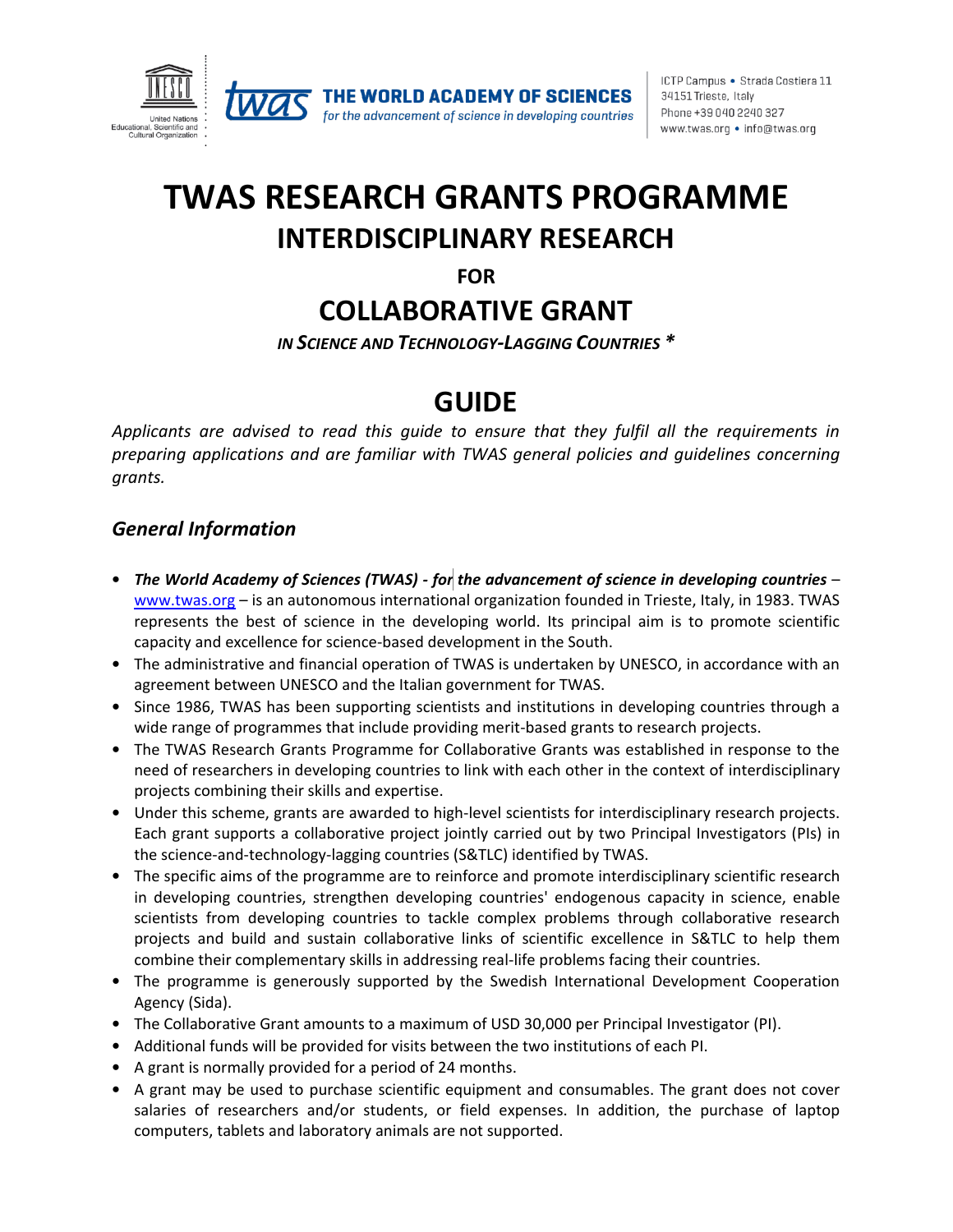# TWAS RESEARCH GRANTS PROGRAMME

## INTERDISCIPLINARY RESEARCH

**FOR**

## COLLABORATIVE GRANT

***IN SCIENCE AND TECHNOLOGY-LAGGING COUNTRIES ****

# GUIDE

*Applicants are advised to read this guide to ensure that they fulfil all the requirements in preparing applications and are familiar with TWAS general policies and guidelines concerning grants.*

### *General Information*

- ***The World Academy of Sciences (TWAS) - for the advancement of science in developing countries*** – www.twas.org – is an autonomous international organization founded in Trieste, Italy, in 1983. TWAS represents the best of science in the developing world. Its principal aim is to promote scientific capacity and excellence for science-based development in the South.
- The administrative and financial operation of TWAS is undertaken by UNESCO, in accordance with an agreement between UNESCO and the Italian government for TWAS.
- Since 1986, TWAS has been supporting scientists and institutions in developing countries through a wide range of programmes that include providing merit-based grants to research projects.
- The TWAS Research Grants Programme for Collaborative Grants was established in response to the need of researchers in developing countries to link with each other in the context of interdisciplinary projects combining their skills and expertise.
- Under this scheme, grants are awarded to high-level scientists for interdisciplinary research projects. Each grant supports a collaborative project jointly carried out by two Principal Investigators (PIs) in the science-and-technology-lagging countries (S&TLC) identified by TWAS.
- The specific aims of the programme are to reinforce and promote interdisciplinary scientific research in developing countries, strengthen developing countries' endogenous capacity in science, enable scientists from developing countries to tackle complex problems through collaborative research projects and build and sustain collaborative links of scientific excellence in S&TLC to help them combine their complementary skills in addressing real-life problems facing their countries.
- The programme is generously supported by the Swedish International Development Cooperation Agency (Sida).
- The Collaborative Grant amounts to a maximum of USD 30,000 per Principal Investigator (PI).
- Additional funds will be provided for visits between the two institutions of each PI.
- A grant is normally provided for a period of 24 months.
- A grant may be used to purchase scientific equipment and consumables. The grant does not cover salaries of researchers and/or students, or field expenses. In addition, the purchase of laptop computers, tablets and laboratory animals are not supported.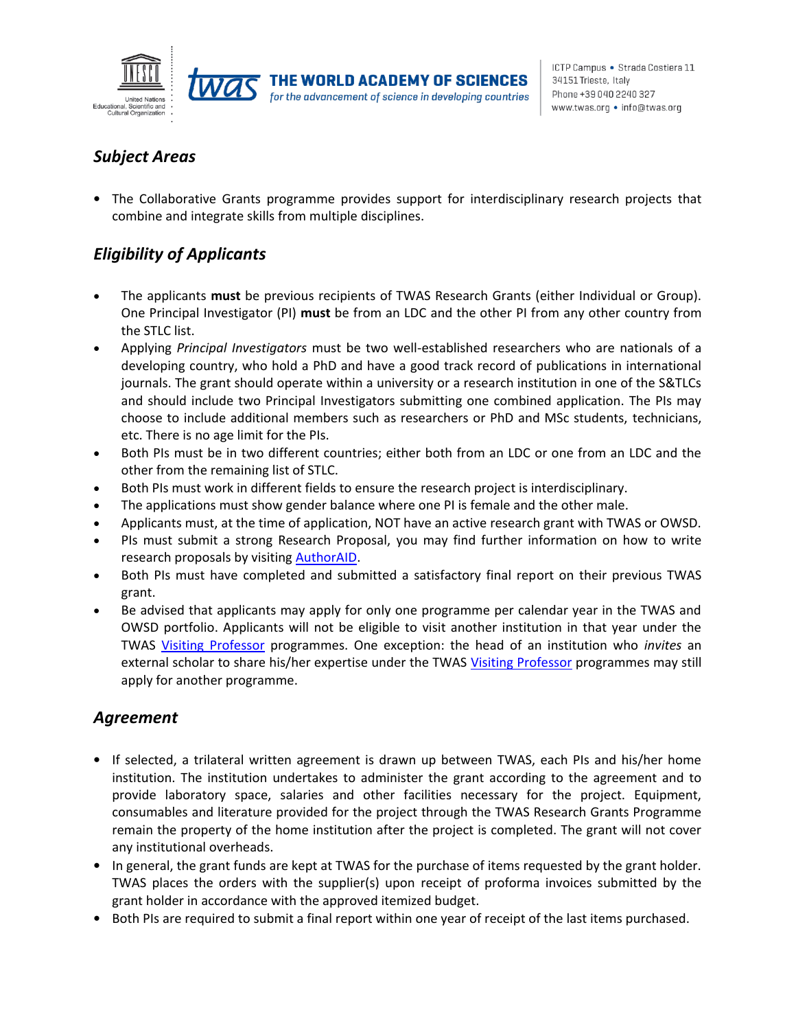## *Subject Areas*

- The Collaborative Grants programme provides support for interdisciplinary research projects that combine and integrate skills from multiple disciplines.

## *Eligibility of Applicants*

- The applicants **must** be previous recipients of TWAS Research Grants (either Individual or Group). One Principal Investigator (PI) **must** be from an LDC and the other PI from any other country from the STLC list.
- Applying *Principal Investigators* must be two well-established researchers who are nationals of a developing country, who hold a PhD and have a good track record of publications in international journals. The grant should operate within a university or a research institution in one of the S&TLCs and should include two Principal Investigators submitting one combined application. The PIs may choose to include additional members such as researchers or PhD and MSc students, technicians, etc. There is no age limit for the PIs.
- Both PIs must be in two different countries; either both from an LDC or one from an LDC and the other from the remaining list of STLC.
- Both PIs must work in different fields to ensure the research project is interdisciplinary.
- The applications must show gender balance where one PI is female and the other male.
- Applicants must, at the time of application, NOT have an active research grant with TWAS or OWSD.
- PIs must submit a strong Research Proposal, you may find further information on how to write research proposals by visiting AuthorAID.
- Both PIs must have completed and submitted a satisfactory final report on their previous TWAS grant.
- Be advised that applicants may apply for only one programme per calendar year in the TWAS and OWSD portfolio. Applicants will not be eligible to visit another institution in that year under the TWAS Visiting Professor programmes. One exception: the head of an institution who *invites* an external scholar to share his/her expertise under the TWAS Visiting Professor programmes may still apply for another programme.

## *Agreement*

- If selected, a trilateral written agreement is drawn up between TWAS, each PIs and his/her home institution. The institution undertakes to administer the grant according to the agreement and to provide laboratory space, salaries and other facilities necessary for the project. Equipment, consumables and literature provided for the project through the TWAS Research Grants Programme remain the property of the home institution after the project is completed. The grant will not cover any institutional overheads.
- In general, the grant funds are kept at TWAS for the purchase of items requested by the grant holder. TWAS places the orders with the supplier(s) upon receipt of proforma invoices submitted by the grant holder in accordance with the approved itemized budget.
- Both PIs are required to submit a final report within one year of receipt of the last items purchased.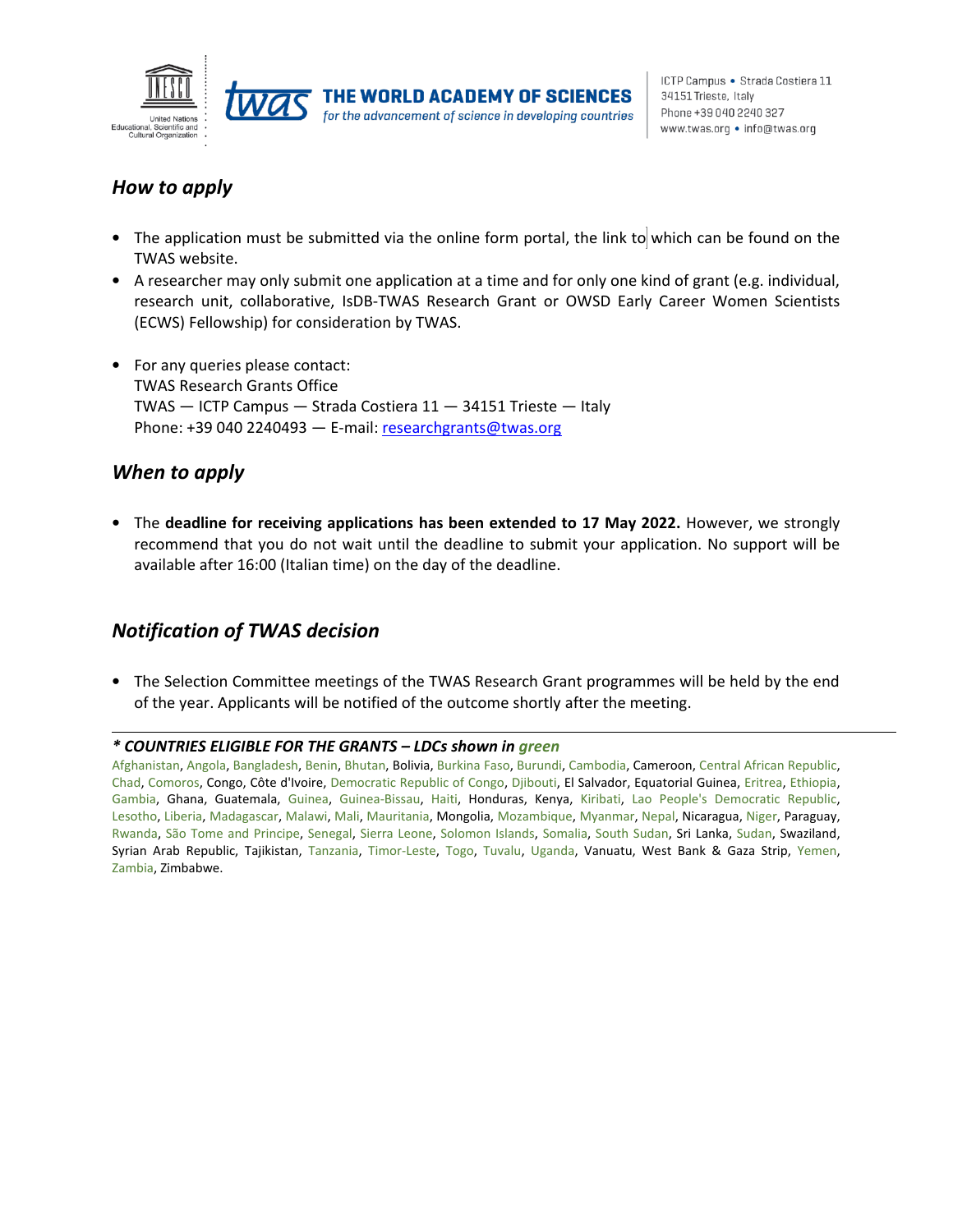## *How to apply*

- The application must be submitted via the online form portal, the link to which can be found on the TWAS website.
- A researcher may only submit one application at a time and for only one kind of grant (e.g. individual, research unit, collaborative, IsDB-TWAS Research Grant or OWSD Early Career Women Scientists (ECWS) Fellowship) for consideration by TWAS.
- For any queries please contact:
  TWAS Research Grants Office
  TWAS — ICTP Campus — Strada Costiera 11 — 34151 Trieste — Italy
  Phone: +39 040 2240493 — E-mail: researchgrants@twas.org

## *When to apply*

- The **deadline for receiving applications has been extended to 17 May 2022.** However, we strongly recommend that you do not wait until the deadline to submit your application. No support will be available after 16:00 (Italian time) on the day of the deadline.

## *Notification of TWAS decision*

- The Selection Committee meetings of the TWAS Research Grant programmes will be held by the end of the year. Applicants will be notified of the outcome shortly after the meeting.

---

***\* COUNTRIES ELIGIBLE FOR THE GRANTS – LDCs shown in green***

Afghanistan, Angola, Bangladesh, Benin, Bhutan, Bolivia, Burkina Faso, Burundi, Cambodia, Cameroon, Central African Republic, Chad, Comoros, Congo, Côte d'Ivoire, Democratic Republic of Congo, Djibouti, El Salvador, Equatorial Guinea, Eritrea, Ethiopia, Gambia, Ghana, Guatemala, Guinea, Guinea-Bissau, Haiti, Honduras, Kenya, Kiribati, Lao People's Democratic Republic, Lesotho, Liberia, Madagascar, Malawi, Mali, Mauritania, Mongolia, Mozambique, Myanmar, Nepal, Nicaragua, Niger, Paraguay, Rwanda, São Tome and Principe, Senegal, Sierra Leone, Solomon Islands, Somalia, South Sudan, Sri Lanka, Sudan, Swaziland, Syrian Arab Republic, Tajikistan, Tanzania, Timor-Leste, Togo, Tuvalu, Uganda, Vanuatu, West Bank & Gaza Strip, Yemen, Zambia, Zimbabwe.